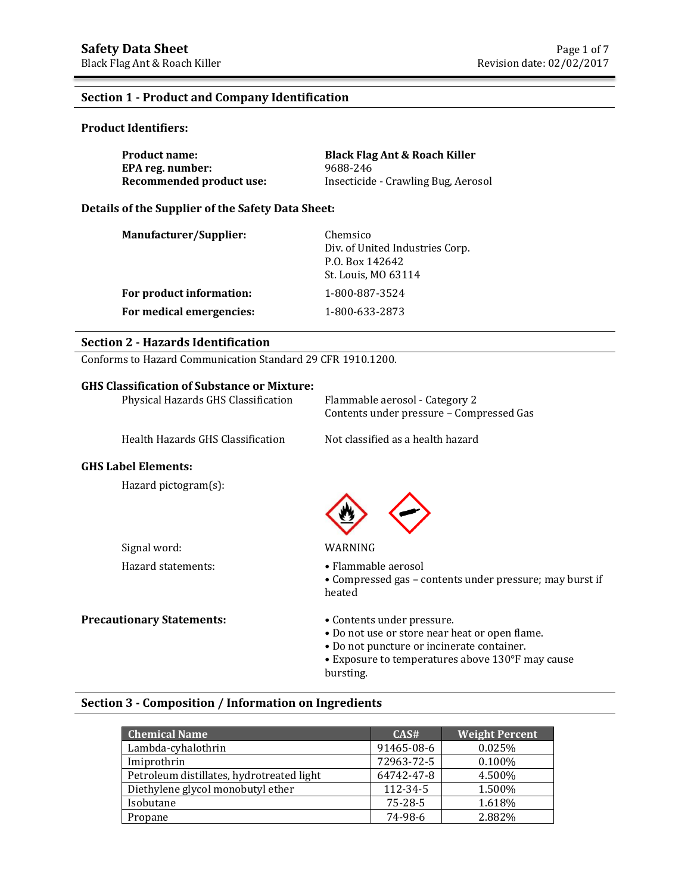## Section 1 - Product and Company Identification

### Product Identifiers:

**Product name:** **Black Flag Ant & Roach Killer**
**EPA reg. number:** 9688-246
**Recommended product use:** Insecticide - Crawling Bug, Aerosol

### Details of the Supplier of the Safety Data Sheet:

**Manufacturer/Supplier:** Chemsico
Div. of United Industries Corp.
P.O. Box 142642
St. Louis, MO 63114

**For product information:** 1-800-887-3524

**For medical emergencies:** 1-800-633-2873

## Section 2 - Hazards Identification

Conforms to Hazard Communication Standard 29 CFR 1910.1200.

### GHS Classification of Substance or Mixture:

Physical Hazards GHS Classification: Flammable aerosol - Category 2
Contents under pressure – Compressed Gas

Health Hazards GHS Classification: Not classified as a health hazard

### GHS Label Elements:

Hazard pictogram(s):

Signal word: WARNING

Hazard statements:

- Flammable aerosol
- Compressed gas – contents under pressure; may burst if heated

**Precautionary Statements:**

- Contents under pressure.
- Do not use or store near heat or open flame.
- Do not puncture or incinerate container.
- Exposure to temperatures above 130°F may cause bursting.

## Section 3 - Composition / Information on Ingredients

| Chemical Name | CAS# | Weight Percent |
| --- | --- | --- |
| Lambda-cyhalothrin | 91465-08-6 | 0.025% |
| Imiprothrin | 72963-72-5 | 0.100% |
| Petroleum distillates, hydrotreated light | 64742-47-8 | 4.500% |
| Diethylene glycol monobutyl ether | 112-34-5 | 1.500% |
| Isobutane | 75-28-5 | 1.618% |
| Propane | 74-98-6 | 2.882% |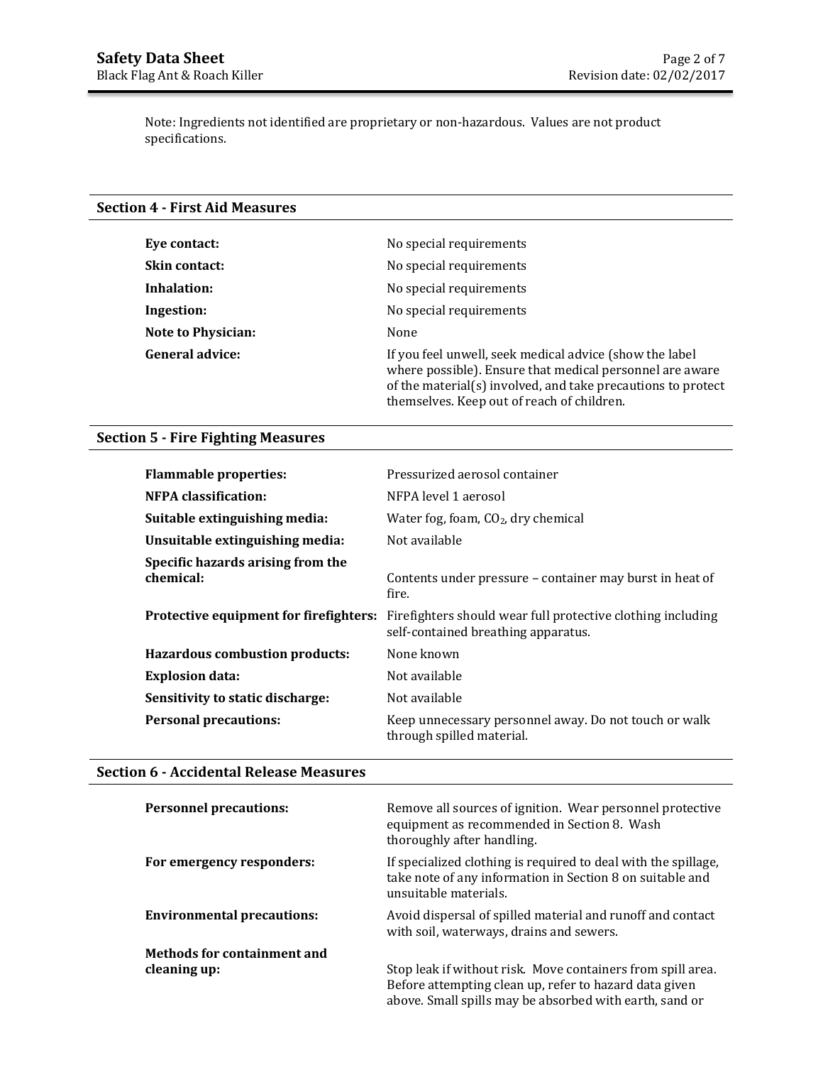Note: Ingredients not identified are proprietary or non-hazardous. Values are not product specifications.

## Section 4 - First Aid Measures

| | |
|---|---|
| **Eye contact:** | No special requirements |
| **Skin contact:** | No special requirements |
| **Inhalation:** | No special requirements |
| **Ingestion:** | No special requirements |
| **Note to Physician:** | None |
| **General advice:** | If you feel unwell, seek medical advice (show the label where possible). Ensure that medical personnel are aware of the material(s) involved, and take precautions to protect themselves. Keep out of reach of children. |

## Section 5 - Fire Fighting Measures

| | |
|---|---|
| **Flammable properties:** | Pressurized aerosol container |
| **NFPA classification:** | NFPA level 1 aerosol |
| **Suitable extinguishing media:** | Water fog, foam, $CO_2$, dry chemical |
| **Unsuitable extinguishing media:** | Not available |
| **Specific hazards arising from the chemical:** | Contents under pressure – container may burst in heat of fire. |
| **Protective equipment for firefighters:** | Firefighters should wear full protective clothing including self-contained breathing apparatus. |
| **Hazardous combustion products:** | None known |
| **Explosion data:** | Not available |
| **Sensitivity to static discharge:** | Not available |
| **Personal precautions:** | Keep unnecessary personnel away. Do not touch or walk through spilled material. |

## Section 6 - Accidental Release Measures

| | |
|---|---|
| **Personnel precautions:** | Remove all sources of ignition. Wear personnel protective equipment as recommended in Section 8. Wash thoroughly after handling. |
| **For emergency responders:** | If specialized clothing is required to deal with the spillage, take note of any information in Section 8 on suitable and unsuitable materials. |
| **Environmental precautions:** | Avoid dispersal of spilled material and runoff and contact with soil, waterways, drains and sewers. |
| **Methods for containment and cleaning up:** | Stop leak if without risk. Move containers from spill area. Before attempting clean up, refer to hazard data given above. Small spills may be absorbed with earth, sand or |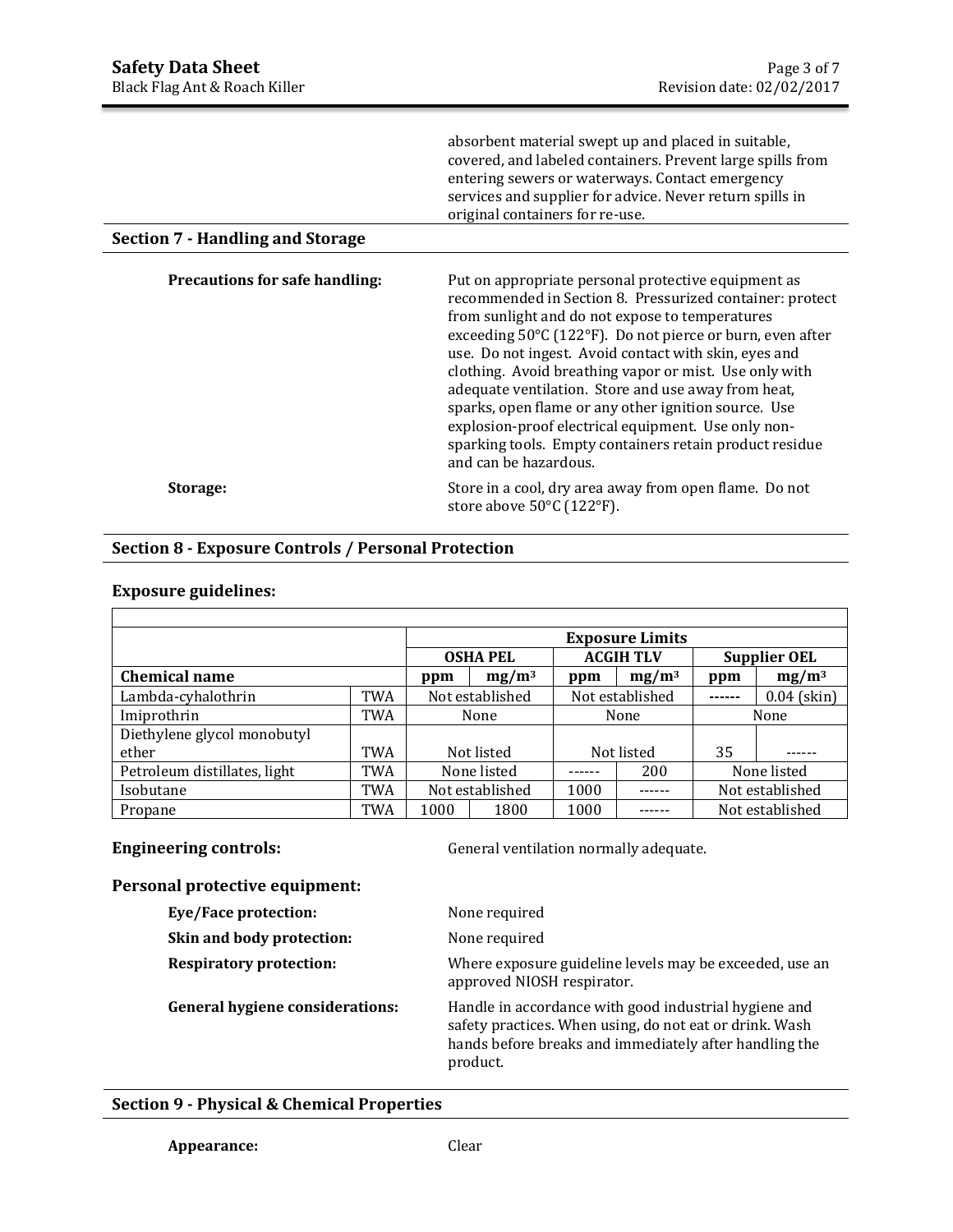absorbent material swept up and placed in suitable, covered, and labeled containers. Prevent large spills from entering sewers or waterways. Contact emergency services and supplier for advice. Never return spills in original containers for re-use.

## Section 7 - Handling and Storage

**Precautions for safe handling:** Put on appropriate personal protective equipment as recommended in Section 8. Pressurized container: protect from sunlight and do not expose to temperatures exceeding 50°C (122°F). Do not pierce or burn, even after use. Do not ingest. Avoid contact with skin, eyes and clothing. Avoid breathing vapor or mist. Use only with adequate ventilation. Store and use away from heat, sparks, open flame or any other ignition source. Use explosion-proof electrical equipment. Use only non-sparking tools. Empty containers retain product residue and can be hazardous.

**Storage:** Store in a cool, dry area away from open flame. Do not store above 50°C (122°F).

## Section 8 - Exposure Controls / Personal Protection

### Exposure guidelines:

| | | Exposure Limits | | | | | |
|---|---|---|---|---|---|---|---|
| | | OSHA PEL | | ACGIH TLV | | Supplier OEL | |
| **Chemical name** | | ppm | $mg/m^3$ | ppm | $mg/m^3$ | ppm | $mg/m^3$ |
| Lambda-cyhalothrin | TWA | Not established | | Not established | | ------ | 0.04 (skin) |
| Imiprothrin | TWA | None | | None | | None | |
| Diethylene glycol monobutyl ether | TWA | Not listed | | Not listed | | 35 | ------ |
| Petroleum distillates, light | TWA | None listed | | ------ | 200 | None listed | |
| Isobutane | TWA | Not established | | 1000 | ------ | Not established | |
| Propane | TWA | 1000 | 1800 | 1000 | ------ | Not established | |

**Engineering controls:** General ventilation normally adequate.

### Personal protective equipment:

**Eye/Face protection:** None required

**Skin and body protection:** None required

**Respiratory protection:** Where exposure guideline levels may be exceeded, use an approved NIOSH respirator.

**General hygiene considerations:** Handle in accordance with good industrial hygiene and safety practices. When using, do not eat or drink. Wash hands before breaks and immediately after handling the product.

## Section 9 - Physical & Chemical Properties

**Appearance:** Clear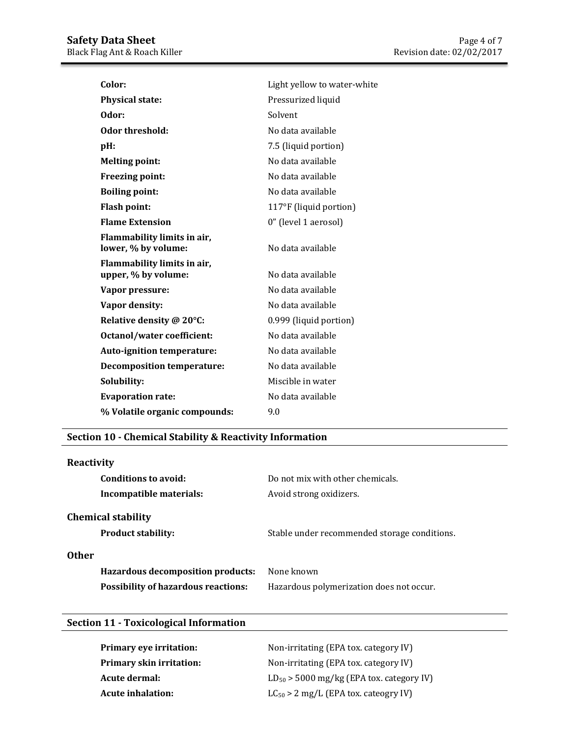| | |
|---|---|
| **Color:** | Light yellow to water-white |
| **Physical state:** | Pressurized liquid |
| **Odor:** | Solvent |
| **Odor threshold:** | No data available |
| **pH:** | 7.5 (liquid portion) |
| **Melting point:** | No data available |
| **Freezing point:** | No data available |
| **Boiling point:** | No data available |
| **Flash point:** | 117°F (liquid portion) |
| **Flame Extension** | 0" (level 1 aerosol) |
| **Flammability limits in air, lower, % by volume:** | No data available |
| **Flammability limits in air, upper, % by volume:** | No data available |
| **Vapor pressure:** | No data available |
| **Vapor density:** | No data available |
| **Relative density @ 20°C:** | 0.999 (liquid portion) |
| **Octanol/water coefficient:** | No data available |
| **Auto-ignition temperature:** | No data available |
| **Decomposition temperature:** | No data available |
| **Solubility:** | Miscible in water |
| **Evaporation rate:** | No data available |
| **% Volatile organic compounds:** | 9.0 |

## Section 10 - Chemical Stability & Reactivity Information

### Reactivity

| | |
|---|---|
| **Conditions to avoid:** | Do not mix with other chemicals. |
| **Incompatible materials:** | Avoid strong oxidizers. |

### Chemical stability

| | |
|---|---|
| **Product stability:** | Stable under recommended storage conditions. |

### Other

| | |
|---|---|
| **Hazardous decomposition products:** | None known |
| **Possibility of hazardous reactions:** | Hazardous polymerization does not occur. |

## Section 11 - Toxicological Information

| | |
|---|---|
| **Primary eye irritation:** | Non-irritating (EPA tox. category IV) |
| **Primary skin irritation:** | Non-irritating (EPA tox. category IV) |
| **Acute dermal:** | $LD_{50}$ > 5000 mg/kg (EPA tox. category IV) |
| **Acute inhalation:** | $LC_{50}$ > 2 mg/L (EPA tox. cateogry IV) |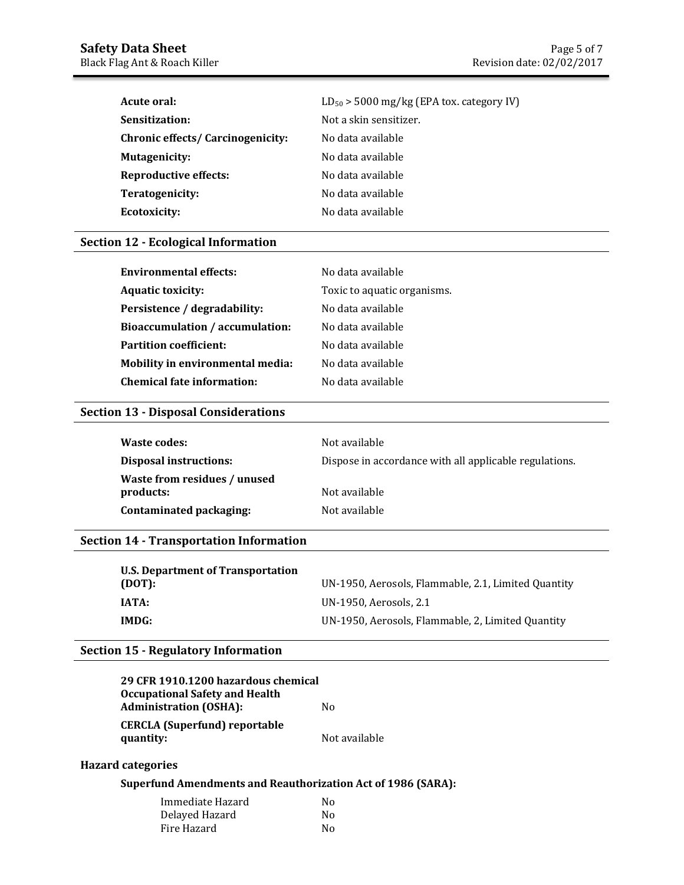| | |
|---|---|
| **Acute oral:** | $LD_{50}$ > 5000 mg/kg (EPA tox. category IV) |
| **Sensitization:** | Not a skin sensitizer. |
| **Chronic effects/ Carcinogenicity:** | No data available |
| **Mutagenicity:** | No data available |
| **Reproductive effects:** | No data available |
| **Teratogenicity:** | No data available |
| **Ecotoxicity:** | No data available |

## Section 12 - Ecological Information

| | |
|---|---|
| **Environmental effects:** | No data available |
| **Aquatic toxicity:** | Toxic to aquatic organisms. |
| **Persistence / degradability:** | No data available |
| **Bioaccumulation / accumulation:** | No data available |
| **Partition coefficient:** | No data available |
| **Mobility in environmental media:** | No data available |
| **Chemical fate information:** | No data available |

## Section 13 - Disposal Considerations

| | |
|---|---|
| **Waste codes:** | Not available |
| **Disposal instructions:** | Dispose in accordance with all applicable regulations. |
| **Waste from residues / unused products:** | Not available |
| **Contaminated packaging:** | Not available |

## Section 14 - Transportation Information

| | |
|---|---|
| **U.S. Department of Transportation (DOT):** | UN-1950, Aerosols, Flammable, 2.1, Limited Quantity |
| **IATA:** | UN-1950, Aerosols, 2.1 |
| **IMDG:** | UN-1950, Aerosols, Flammable, 2, Limited Quantity |

## Section 15 - Regulatory Information

| | |
|---|---|
| **29 CFR 1910.1200 hazardous chemical Occupational Safety and Health Administration (OSHA):** | No |
| **CERCLA (Superfund) reportable quantity:** | Not available |

### Hazard categories

**Superfund Amendments and Reauthorization Act of 1986 (SARA):**

| | |
|---|---|
| Immediate Hazard | No |
| Delayed Hazard | No |
| Fire Hazard | No |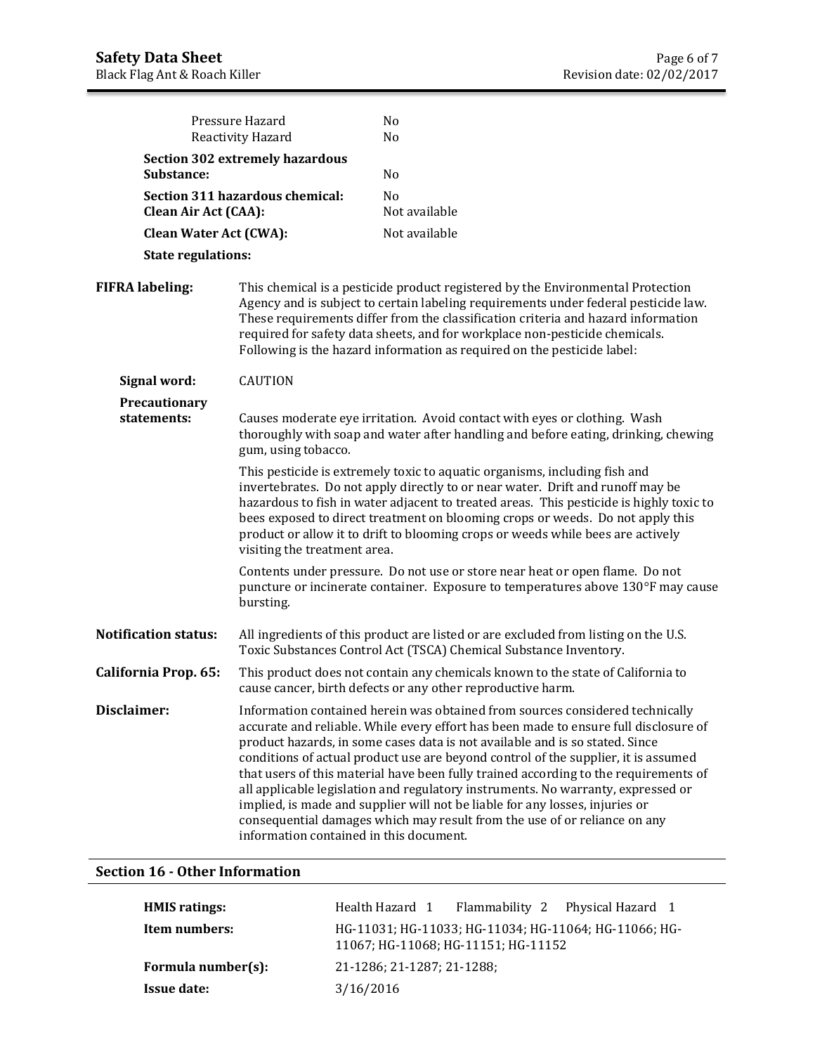| | |
|---|---|
| Pressure Hazard | No |
| Reactivity Hazard | No |
| **Section 302 extremely hazardous Substance:** | No |
| **Section 311 hazardous chemical:** | No |
| **Clean Air Act (CAA):** | Not available |
| **Clean Water Act (CWA):** | Not available |
| **State regulations:** | |

**FIFRA labeling:** This chemical is a pesticide product registered by the Environmental Protection Agency and is subject to certain labeling requirements under federal pesticide law. These requirements differ from the classification criteria and hazard information required for safety data sheets, and for workplace non-pesticide chemicals. Following is the hazard information as required on the pesticide label:

**Signal word:** CAUTION

**Precautionary statements:**

Causes moderate eye irritation. Avoid contact with eyes or clothing. Wash thoroughly with soap and water after handling and before eating, drinking, chewing gum, using tobacco.

This pesticide is extremely toxic to aquatic organisms, including fish and invertebrates. Do not apply directly to or near water. Drift and runoff may be hazardous to fish in water adjacent to treated areas. This pesticide is highly toxic to bees exposed to direct treatment on blooming crops or weeds. Do not apply this product or allow it to drift to blooming crops or weeds while bees are actively visiting the treatment area.

Contents under pressure. Do not use or store near heat or open flame. Do not puncture or incinerate container. Exposure to temperatures above 130°F may cause bursting.

**Notification status:** All ingredients of this product are listed or are excluded from listing on the U.S. Toxic Substances Control Act (TSCA) Chemical Substance Inventory.

**California Prop. 65:** This product does not contain any chemicals known to the state of California to cause cancer, birth defects or any other reproductive harm.

**Disclaimer:** Information contained herein was obtained from sources considered technically accurate and reliable. While every effort has been made to ensure full disclosure of product hazards, in some cases data is not available and is so stated. Since conditions of actual product use are beyond control of the supplier, it is assumed that users of this material have been fully trained according to the requirements of all applicable legislation and regulatory instruments. No warranty, expressed or implied, is made and supplier will not be liable for any losses, injuries or consequential damages which may result from the use of or reliance on any information contained in this document.

## Section 16 - Other Information

| | |
|---|---|
| **HMIS ratings:** | Health Hazard 1 Flammability 2 Physical Hazard 1 |
| **Item numbers:** | HG-11031; HG-11033; HG-11034; HG-11064; HG-11066; HG-11067; HG-11068; HG-11151; HG-11152 |
| **Formula number(s):** | 21-1286; 21-1287; 21-1288; |
| **Issue date:** | 3/16/2016 |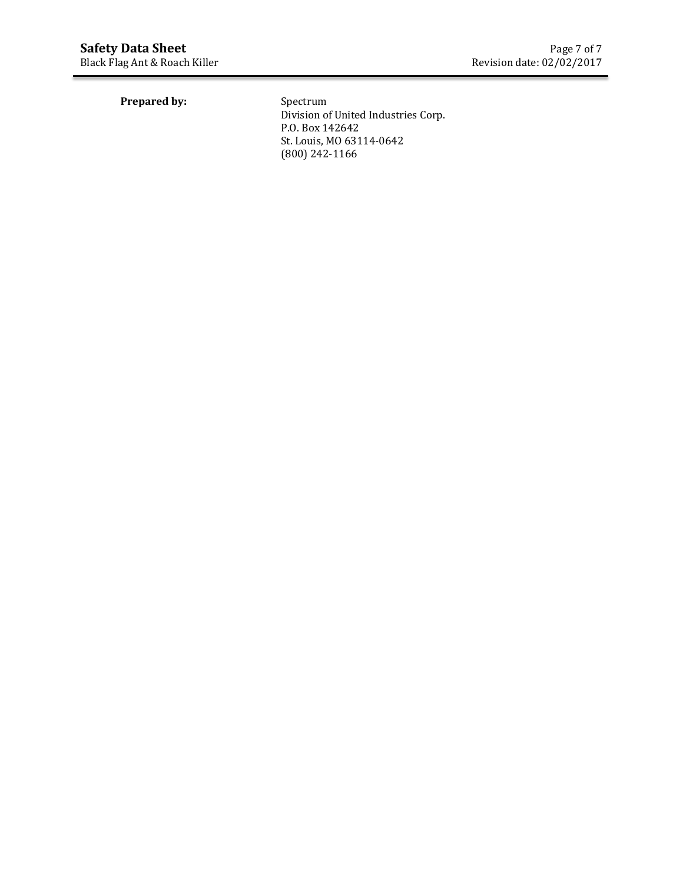**Prepared by:** Spectrum
Division of United Industries Corp.
P.O. Box 142642
St. Louis, MO 63114-0642
(800) 242-1166